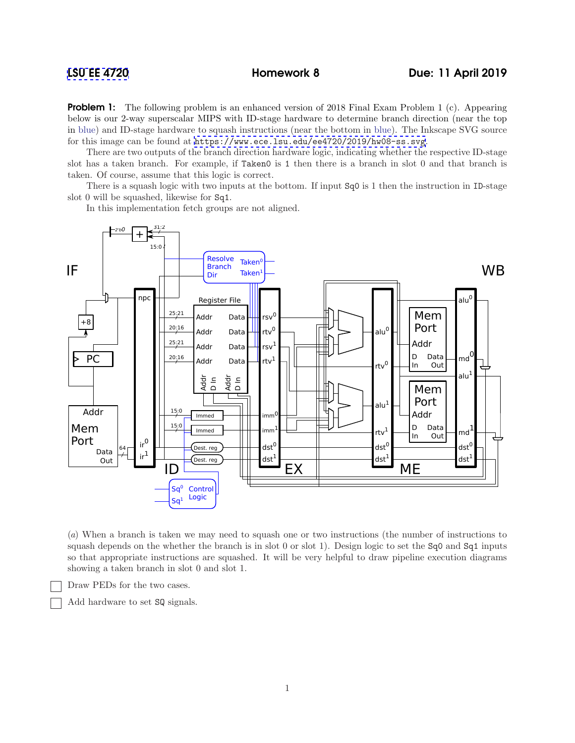LSU EE 4720 Homework 8 Due: 11 April 2019

**Problem 1:** The following problem is an enhanced version of 2018 Final Exam Problem 1 (c). Appearing below is our 2-way superscalar MIPS with ID-stage hardware to determine branch direction (near the top in blue) and ID-stage hardware to squash instructions (near the bottom in blue). The Inkscape SVG source for this image can be found at https://www.ece.lsu.edu/ee4720/2019/hw08-ss.svg.

There are two outputs of the branch direction hardware logic, indicating whether the respective ID-stage slot has a taken branch. For example, if `Taken0` is 1 then there is a branch in slot 0 and that branch is taken. Of course, assume that this logic is correct.

There is a squash logic with two inputs at the bottom. If input `Sq0` is 1 then the instruction in ID-stage slot 0 will be squashed, likewise for `Sq1`.

In this implementation fetch groups are not aligned.

2'b0
31:2
15:0
+
IF
Resolve Branch Dir
$Taken^0$
$Taken^1$
WB
npc
+8
PC
Register File
25:21
20:16
25:21
20:16
Addr Data
Addr Data
Addr Data
Addr Data
Addr D In Addr D In
$rsv^0$
$rtv^0$
$rsv^1$
$rtv^1$
$imm^0$
$imm^1$
$dst^0$
$dst^1$
$alu^0$
$rtv^0$
$alu^1$
$rtv^1$
$dst^0$
$dst^1$
Mem Port
Addr
D In
Data Out
Mem Port
Addr
D In
Data Out
$alu^0$
$md^0$
$alu^1$
$md^1$
$dst^0$
$dst^1$
Addr
Mem Port
Data Out
64
$ir^0$
$ir^1$
15:0
Immed
15:0
Immed
Dest. reg
Dest. reg
ID
EX
ME
$Sq^0$
$Sq^1$
Control Logic

(*a*) When a branch is taken we may need to squash one or two instructions (the number of instructions to squash depends on the whether the branch is in slot 0 or slot 1). Design logic to set the `Sq0` and `Sq1` inputs so that appropriate instructions are squashed. It will be very helpful to draw pipeline execution diagrams showing a taken branch in slot 0 and slot 1.

☐ Draw PEDs for the two cases.

☐ Add hardware to set `SQ` signals.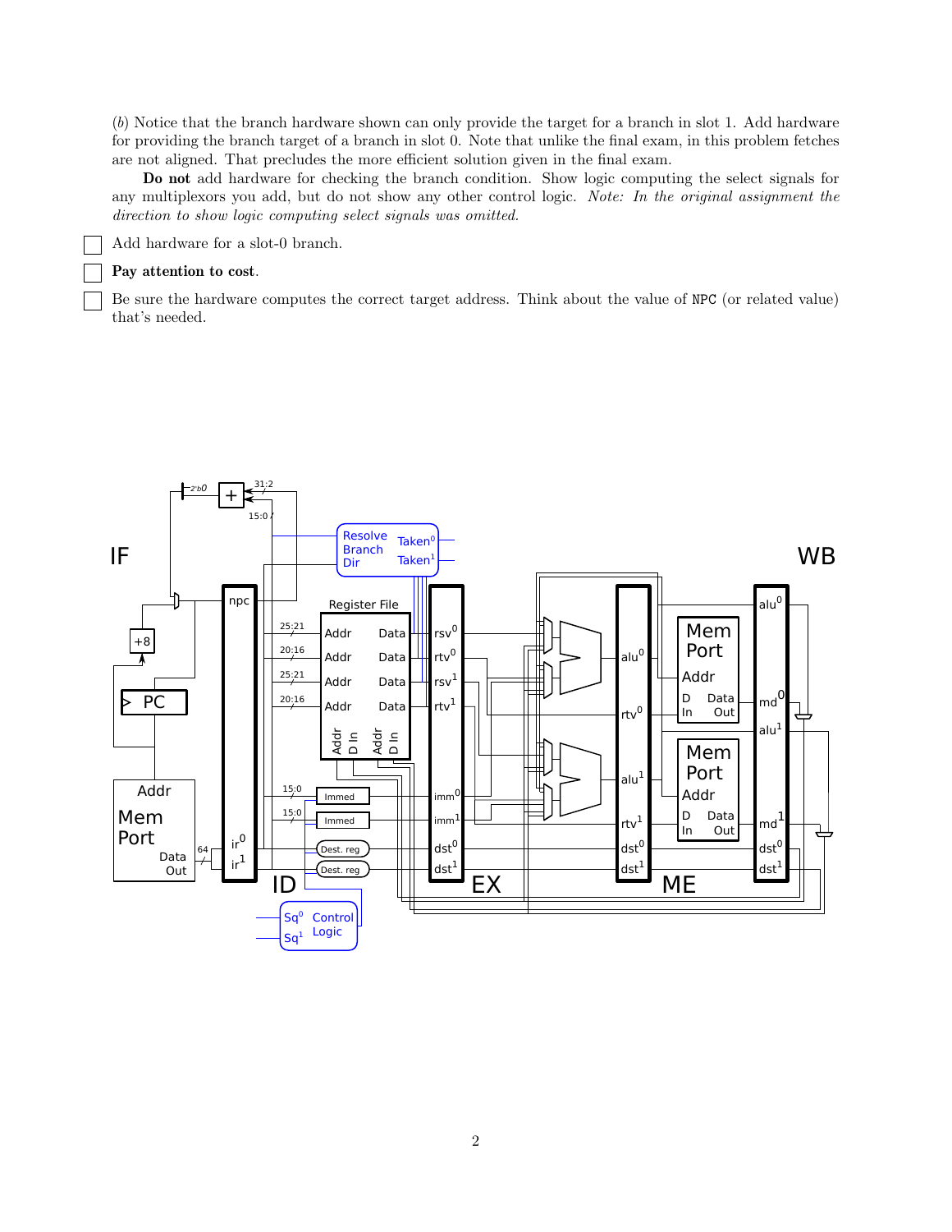(*b*) Notice that the branch hardware shown can only provide the target for a branch in slot 1. Add hardware for providing the branch target of a branch in slot 0. Note that unlike the final exam, in this problem fetches are not aligned. That precludes the more efficient solution given in the final exam.

**Do not** add hardware for checking the branch condition. Show logic computing the select signals for any multiplexors you add, but do not show any other control logic. *Note: In the original assignment the direction to show logic computing select signals was omitted.*

- [ ] Add hardware for a slot-0 branch.
- [ ] **Pay attention to cost**.
- [ ] Be sure the hardware computes the correct target address. Think about the value of `NPC` (or related value) that's needed.

IF

ID

EX

ME

WB

2'b0

31:2

15:0

+

+8

PC

Addr

Mem

Port

Data

Out

64

npc

$ir^0$

$ir^1$

Resolve Branch Dir

$Taken^0$

$Taken^1$

Register File

25:21

20:16

25:21

20:16

Addr

Data

Addr

Data

Addr

Data

Addr

Data

Addr

D In

Addr

D In

15:0

15:0

Immed

Immed

Dest. reg

Dest. reg

$Sq^0$

$Sq^1$

Control Logic

$rsv^0$

$rtv^0$

$rsv^1$

$rtv^1$

$imm^0$

$imm^1$

$dst^0$

$dst^1$

$alu^0$

$rtv^0$

$alu^1$

$rtv^1$

$dst^0$

$dst^1$

Mem

Port

Addr

D In

Data Out

Mem

Port

Addr

D In

Data Out

$alu^0$

$md^0$

$alu^1$

$md^1$

$dst^0$

$dst^1$